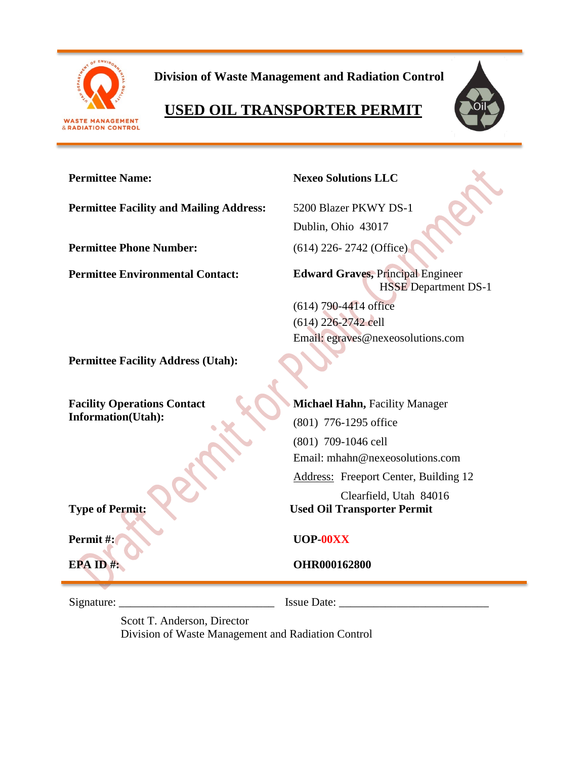**Division of Waste Management and Radiation Control**

# USED OIL TRANSPORTER PERMIT

Draft Permit for Public Comment

| | |
|---|---|
| **Permittee Name:** | **Nexeo Solutions LLC** |
| **Permittee Facility and Mailing Address:** | 5200 Blazer PKWY DS-1<br>Dublin, Ohio 43017 |
| **Permittee Phone Number:** | (614) 226- 2742 (Office) |
| **Permittee Environmental Contact:** | **Edward Graves,** Principal Engineer<br>HSSE Department DS-1<br>(614) 790-4414 office<br>(614) 226-2742 cell<br>Email: egraves@nexeosolutions.com |
| **Permittee Facility Address (Utah):** | |
| **Facility Operations Contact Information(Utah):** | **Michael Hahn,** Facility Manager<br>(801) 776-1295 office<br>(801) 709-1046 cell<br>Email: mhahn@nexeosolutions.com<br>Address: Freeport Center, Building 12<br>Clearfield, Utah 84016 |
| **Type of Permit:** | **Used Oil Transporter Permit** |
| **Permit #:** | **UOP-00XX** |
| **EPA ID #:** | **OHR000162800** |

Signature: ___________________________ Issue Date: ___________________________

Scott T. Anderson, Director
Division of Waste Management and Radiation Control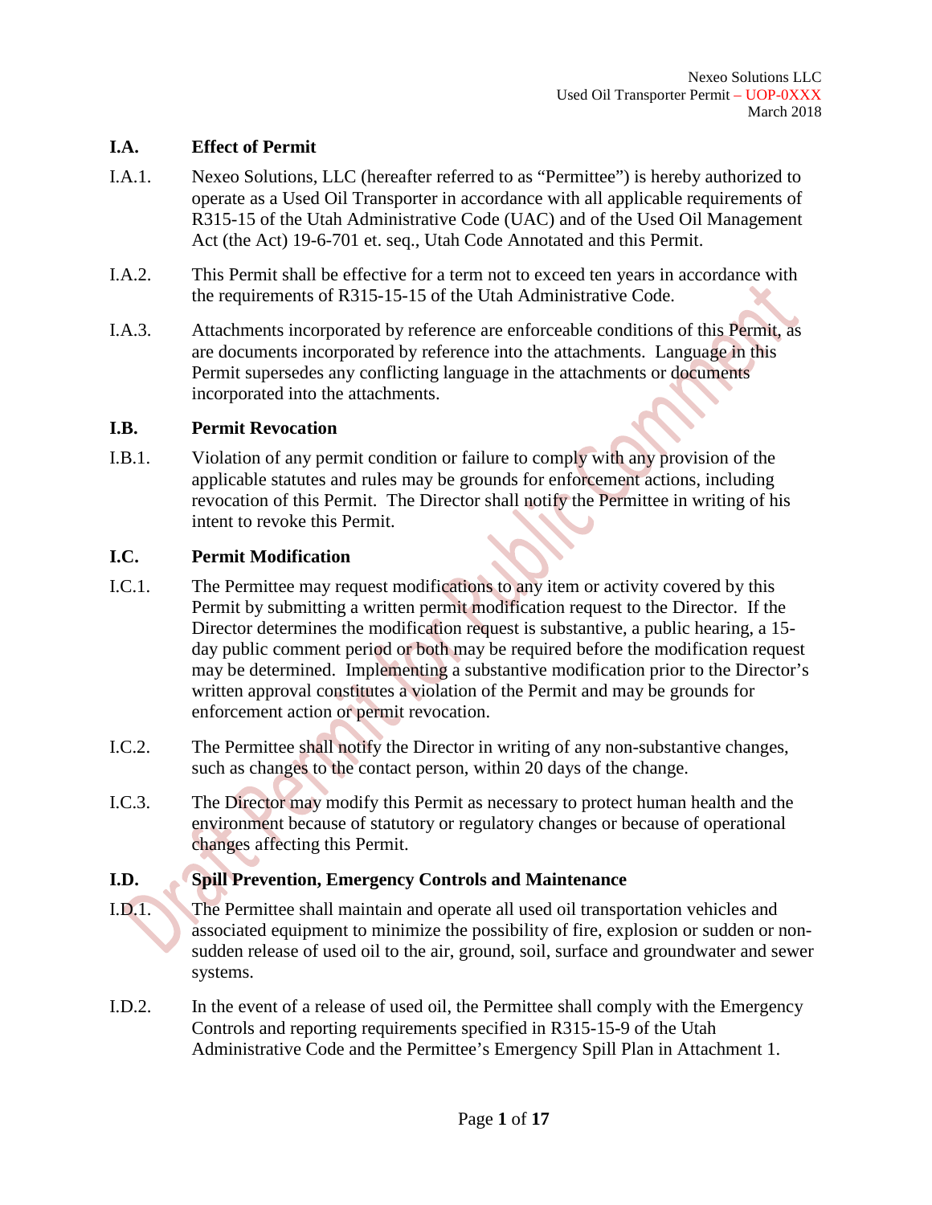## I.A. Effect of Permit

I.A.1. Nexeo Solutions, LLC (hereafter referred to as "Permittee") is hereby authorized to operate as a Used Oil Transporter in accordance with all applicable requirements of R315-15 of the Utah Administrative Code (UAC) and of the Used Oil Management Act (the Act) 19-6-701 et. seq., Utah Code Annotated and this Permit.

I.A.2. This Permit shall be effective for a term not to exceed ten years in accordance with the requirements of R315-15-15 of the Utah Administrative Code.

I.A.3. Attachments incorporated by reference are enforceable conditions of this Permit, as are documents incorporated by reference into the attachments. Language in this Permit supersedes any conflicting language in the attachments or documents incorporated into the attachments.

## I.B. Permit Revocation

I.B.1. Violation of any permit condition or failure to comply with any provision of the applicable statutes and rules may be grounds for enforcement actions, including revocation of this Permit. The Director shall notify the Permittee in writing of his intent to revoke this Permit.

## I.C. Permit Modification

I.C.1. The Permittee may request modifications to any item or activity covered by this Permit by submitting a written permit modification request to the Director. If the Director determines the modification request is substantive, a public hearing, a 15-day public comment period or both may be required before the modification request may be determined. Implementing a substantive modification prior to the Director's written approval constitutes a violation of the Permit and may be grounds for enforcement action or permit revocation.

I.C.2. The Permittee shall notify the Director in writing of any non-substantive changes, such as changes to the contact person, within 20 days of the change.

I.C.3. The Director may modify this Permit as necessary to protect human health and the environment because of statutory or regulatory changes or because of operational changes affecting this Permit.

## I.D. Spill Prevention, Emergency Controls and Maintenance

I.D.1. The Permittee shall maintain and operate all used oil transportation vehicles and associated equipment to minimize the possibility of fire, explosion or sudden or non-sudden release of used oil to the air, ground, soil, surface and groundwater and sewer systems.

I.D.2. In the event of a release of used oil, the Permittee shall comply with the Emergency Controls and reporting requirements specified in R315-15-9 of the Utah Administrative Code and the Permittee's Emergency Spill Plan in Attachment 1.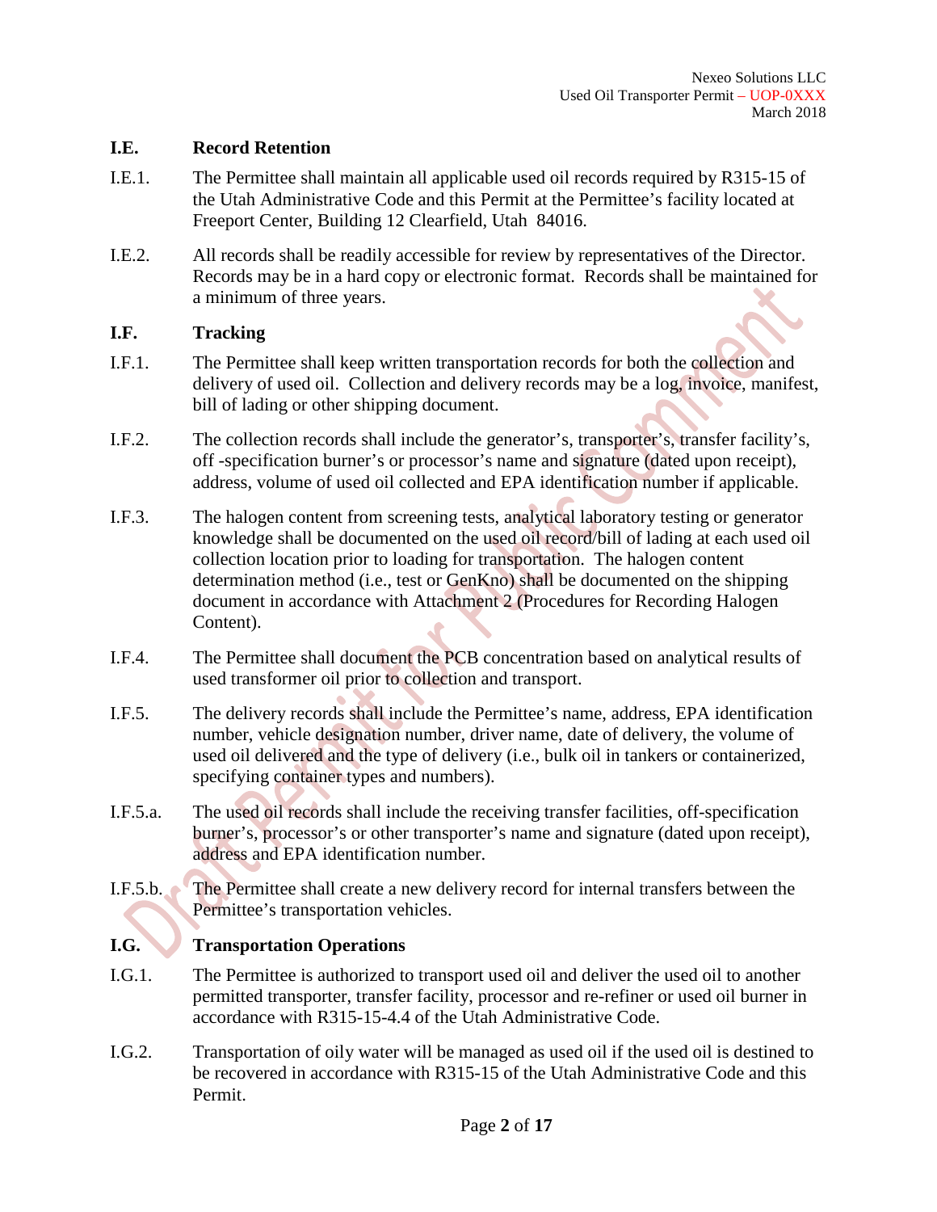### I.E. Record Retention

I.E.1. The Permittee shall maintain all applicable used oil records required by R315-15 of the Utah Administrative Code and this Permit at the Permittee's facility located at Freeport Center, Building 12 Clearfield, Utah 84016.

I.E.2. All records shall be readily accessible for review by representatives of the Director. Records may be in a hard copy or electronic format. Records shall be maintained for a minimum of three years.

### I.F. Tracking

I.F.1. The Permittee shall keep written transportation records for both the collection and delivery of used oil. Collection and delivery records may be a log, invoice, manifest, bill of lading or other shipping document.

I.F.2. The collection records shall include the generator's, transporter's, transfer facility's, off -specification burner's or processor's name and signature (dated upon receipt), address, volume of used oil collected and EPA identification number if applicable.

I.F.3. The halogen content from screening tests, analytical laboratory testing or generator knowledge shall be documented on the used oil record/bill of lading at each used oil collection location prior to loading for transportation. The halogen content determination method (i.e., test or GenKno) shall be documented on the shipping document in accordance with Attachment 2 (Procedures for Recording Halogen Content).

I.F.4. The Permittee shall document the PCB concentration based on analytical results of used transformer oil prior to collection and transport.

I.F.5. The delivery records shall include the Permittee's name, address, EPA identification number, vehicle designation number, driver name, date of delivery, the volume of used oil delivered and the type of delivery (i.e., bulk oil in tankers or containerized, specifying container types and numbers).

I.F.5.a. The used oil records shall include the receiving transfer facilities, off-specification burner's, processor's or other transporter's name and signature (dated upon receipt), address and EPA identification number.

I.F.5.b. The Permittee shall create a new delivery record for internal transfers between the Permittee's transportation vehicles.

### I.G. Transportation Operations

I.G.1. The Permittee is authorized to transport used oil and deliver the used oil to another permitted transporter, transfer facility, processor and re-refiner or used oil burner in accordance with R315-15-4.4 of the Utah Administrative Code.

I.G.2. Transportation of oily water will be managed as used oil if the used oil is destined to be recovered in accordance with R315-15 of the Utah Administrative Code and this Permit.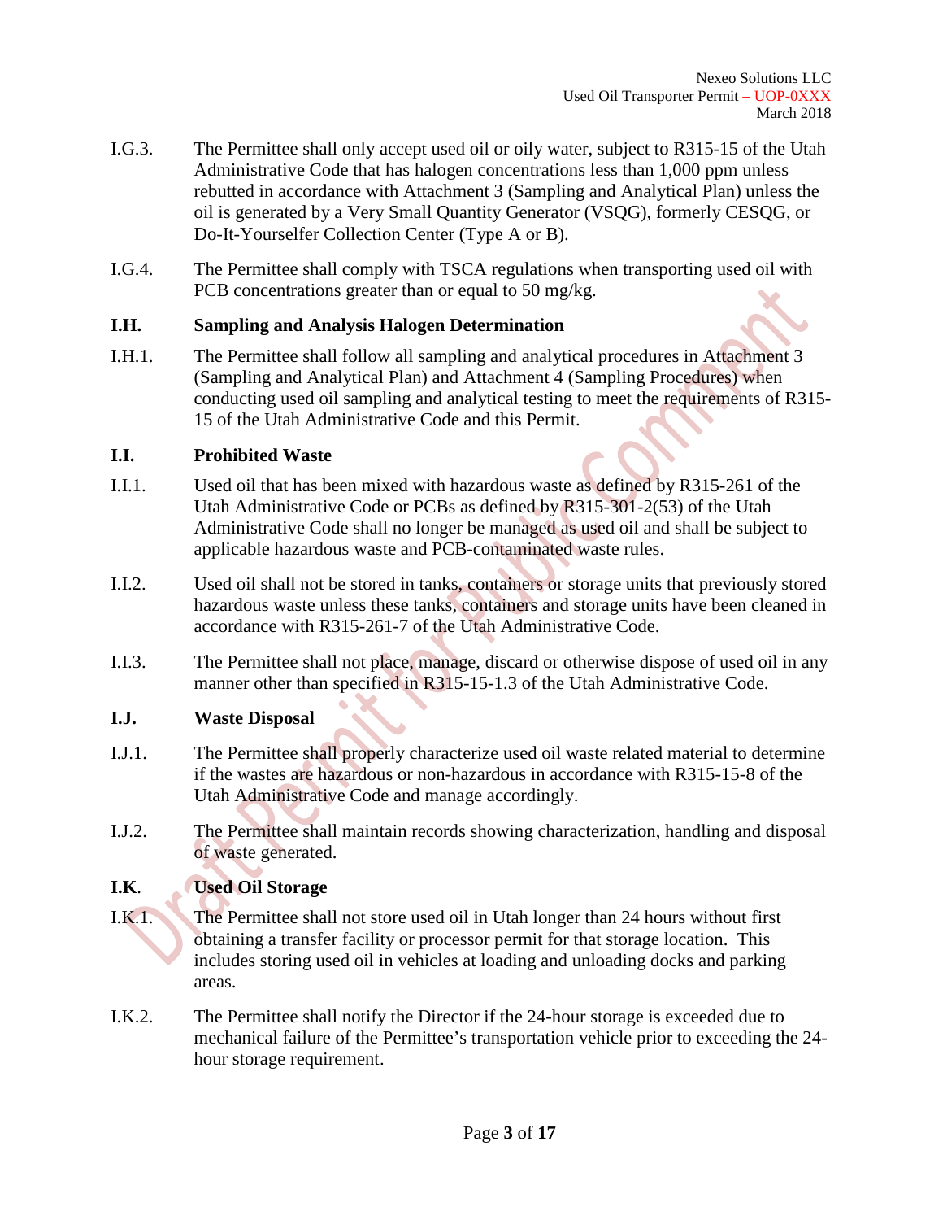I.G.3. The Permittee shall only accept used oil or oily water, subject to R315-15 of the Utah Administrative Code that has halogen concentrations less than 1,000 ppm unless rebutted in accordance with Attachment 3 (Sampling and Analytical Plan) unless the oil is generated by a Very Small Quantity Generator (VSQG), formerly CESQG, or Do-It-Yourselfer Collection Center (Type A or B).

I.G.4. The Permittee shall comply with TSCA regulations when transporting used oil with PCB concentrations greater than or equal to 50 mg/kg.

### I.H. Sampling and Analysis Halogen Determination

I.H.1. The Permittee shall follow all sampling and analytical procedures in Attachment 3 (Sampling and Analytical Plan) and Attachment 4 (Sampling Procedures) when conducting used oil sampling and analytical testing to meet the requirements of R315-15 of the Utah Administrative Code and this Permit.

### I.I. Prohibited Waste

I.I.1. Used oil that has been mixed with hazardous waste as defined by R315-261 of the Utah Administrative Code or PCBs as defined by R315-301-2(53) of the Utah Administrative Code shall no longer be managed as used oil and shall be subject to applicable hazardous waste and PCB-contaminated waste rules.

I.I.2. Used oil shall not be stored in tanks, containers or storage units that previously stored hazardous waste unless these tanks, containers and storage units have been cleaned in accordance with R315-261-7 of the Utah Administrative Code.

I.I.3. The Permittee shall not place, manage, discard or otherwise dispose of used oil in any manner other than specified in R315-15-1.3 of the Utah Administrative Code.

### I.J. Waste Disposal

I.J.1. The Permittee shall properly characterize used oil waste related material to determine if the wastes are hazardous or non-hazardous in accordance with R315-15-8 of the Utah Administrative Code and manage accordingly.

I.J.2. The Permittee shall maintain records showing characterization, handling and disposal of waste generated.

### I.K. Used Oil Storage

I.K.1. The Permittee shall not store used oil in Utah longer than 24 hours without first obtaining a transfer facility or processor permit for that storage location. This includes storing used oil in vehicles at loading and unloading docks and parking areas.

I.K.2. The Permittee shall notify the Director if the 24-hour storage is exceeded due to mechanical failure of the Permittee's transportation vehicle prior to exceeding the 24-hour storage requirement.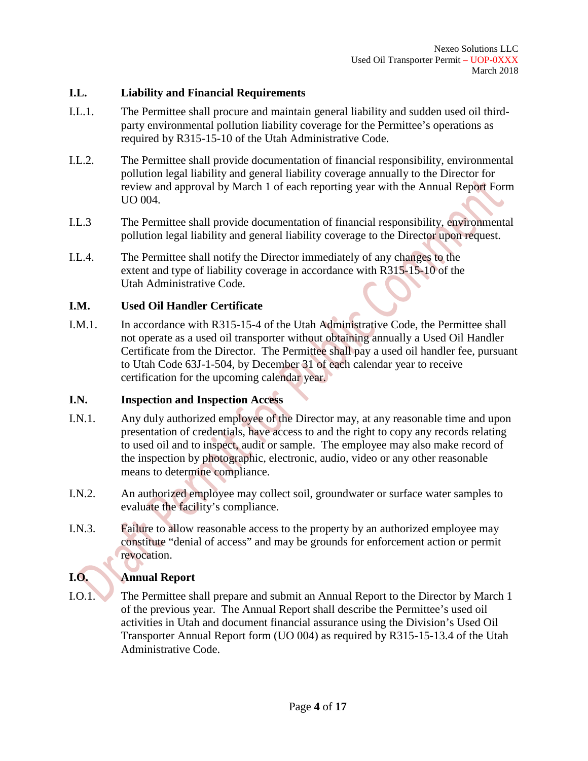## I.L. Liability and Financial Requirements

I.L.1. The Permittee shall procure and maintain general liability and sudden used oil third-party environmental pollution liability coverage for the Permittee's operations as required by R315-15-10 of the Utah Administrative Code.

I.L.2. The Permittee shall provide documentation of financial responsibility, environmental pollution legal liability and general liability coverage annually to the Director for review and approval by March 1 of each reporting year with the Annual Report Form UO 004.

I.L.3 The Permittee shall provide documentation of financial responsibility, environmental pollution legal liability and general liability coverage to the Director upon request.

I.L.4. The Permittee shall notify the Director immediately of any changes to the extent and type of liability coverage in accordance with R315-15-10 of the Utah Administrative Code.

## I.M. Used Oil Handler Certificate

I.M.1. In accordance with R315-15-4 of the Utah Administrative Code, the Permittee shall not operate as a used oil transporter without obtaining annually a Used Oil Handler Certificate from the Director. The Permittee shall pay a used oil handler fee, pursuant to Utah Code 63J-1-504, by December 31 of each calendar year to receive certification for the upcoming calendar year.

## I.N. Inspection and Inspection Access

I.N.1. Any duly authorized employee of the Director may, at any reasonable time and upon presentation of credentials, have access to and the right to copy any records relating to used oil and to inspect, audit or sample. The employee may also make record of the inspection by photographic, electronic, audio, video or any other reasonable means to determine compliance.

I.N.2. An authorized employee may collect soil, groundwater or surface water samples to evaluate the facility's compliance.

I.N.3. Failure to allow reasonable access to the property by an authorized employee may constitute "denial of access" and may be grounds for enforcement action or permit revocation.

## I.O. Annual Report

I.O.1. The Permittee shall prepare and submit an Annual Report to the Director by March 1 of the previous year. The Annual Report shall describe the Permittee's used oil activities in Utah and document financial assurance using the Division's Used Oil Transporter Annual Report form (UO 004) as required by R315-15-13.4 of the Utah Administrative Code.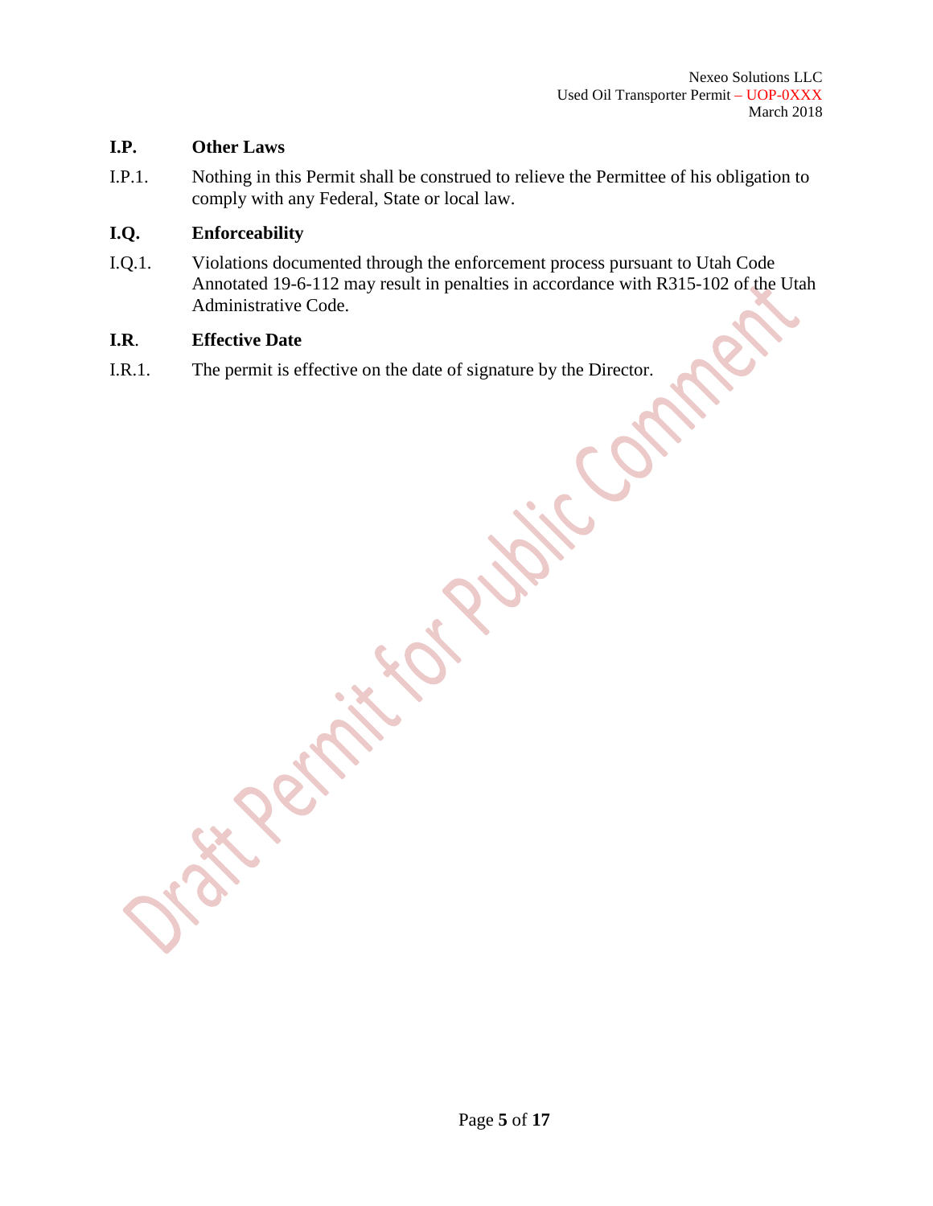### I.P. Other Laws

I.P.1. Nothing in this Permit shall be construed to relieve the Permittee of his obligation to comply with any Federal, State or local law.

### I.Q. Enforceability

I.Q.1. Violations documented through the enforcement process pursuant to Utah Code Annotated 19-6-112 may result in penalties in accordance with R315-102 of the Utah Administrative Code.

### I.R. Effective Date

I.R.1. The permit is effective on the date of signature by the Director.

Draft Permit for Public Comment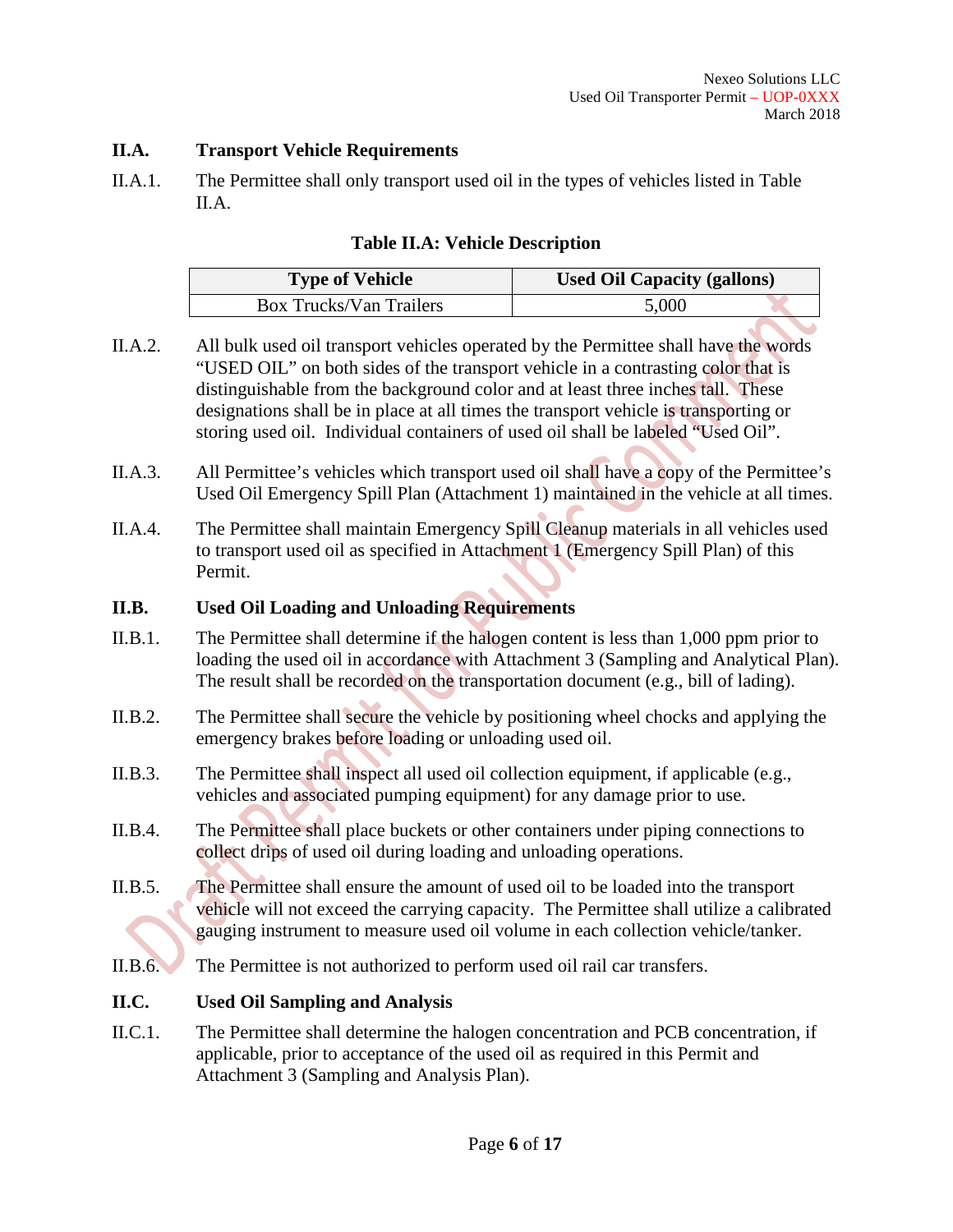## II.A. Transport Vehicle Requirements

II.A.1. The Permittee shall only transport used oil in the types of vehicles listed in Table II.A.

**Table II.A: Vehicle Description**

| Type of Vehicle | Used Oil Capacity (gallons) |
|---|---|
| Box Trucks/Van Trailers | 5,000 |

II.A.2. All bulk used oil transport vehicles operated by the Permittee shall have the words "USED OIL" on both sides of the transport vehicle in a contrasting color that is distinguishable from the background color and at least three inches tall. These designations shall be in place at all times the transport vehicle is transporting or storing used oil. Individual containers of used oil shall be labeled "Used Oil".

II.A.3. All Permittee's vehicles which transport used oil shall have a copy of the Permittee's Used Oil Emergency Spill Plan (Attachment 1) maintained in the vehicle at all times.

II.A.4. The Permittee shall maintain Emergency Spill Cleanup materials in all vehicles used to transport used oil as specified in Attachment 1 (Emergency Spill Plan) of this Permit.

## II.B. Used Oil Loading and Unloading Requirements

II.B.1. The Permittee shall determine if the halogen content is less than 1,000 ppm prior to loading the used oil in accordance with Attachment 3 (Sampling and Analytical Plan). The result shall be recorded on the transportation document (e.g., bill of lading).

II.B.2. The Permittee shall secure the vehicle by positioning wheel chocks and applying the emergency brakes before loading or unloading used oil.

II.B.3. The Permittee shall inspect all used oil collection equipment, if applicable (e.g., vehicles and associated pumping equipment) for any damage prior to use.

II.B.4. The Permittee shall place buckets or other containers under piping connections to collect drips of used oil during loading and unloading operations.

II.B.5. The Permittee shall ensure the amount of used oil to be loaded into the transport vehicle will not exceed the carrying capacity. The Permittee shall utilize a calibrated gauging instrument to measure used oil volume in each collection vehicle/tanker.

II.B.6. The Permittee is not authorized to perform used oil rail car transfers.

## II.C. Used Oil Sampling and Analysis

II.C.1. The Permittee shall determine the halogen concentration and PCB concentration, if applicable, prior to acceptance of the used oil as required in this Permit and Attachment 3 (Sampling and Analysis Plan).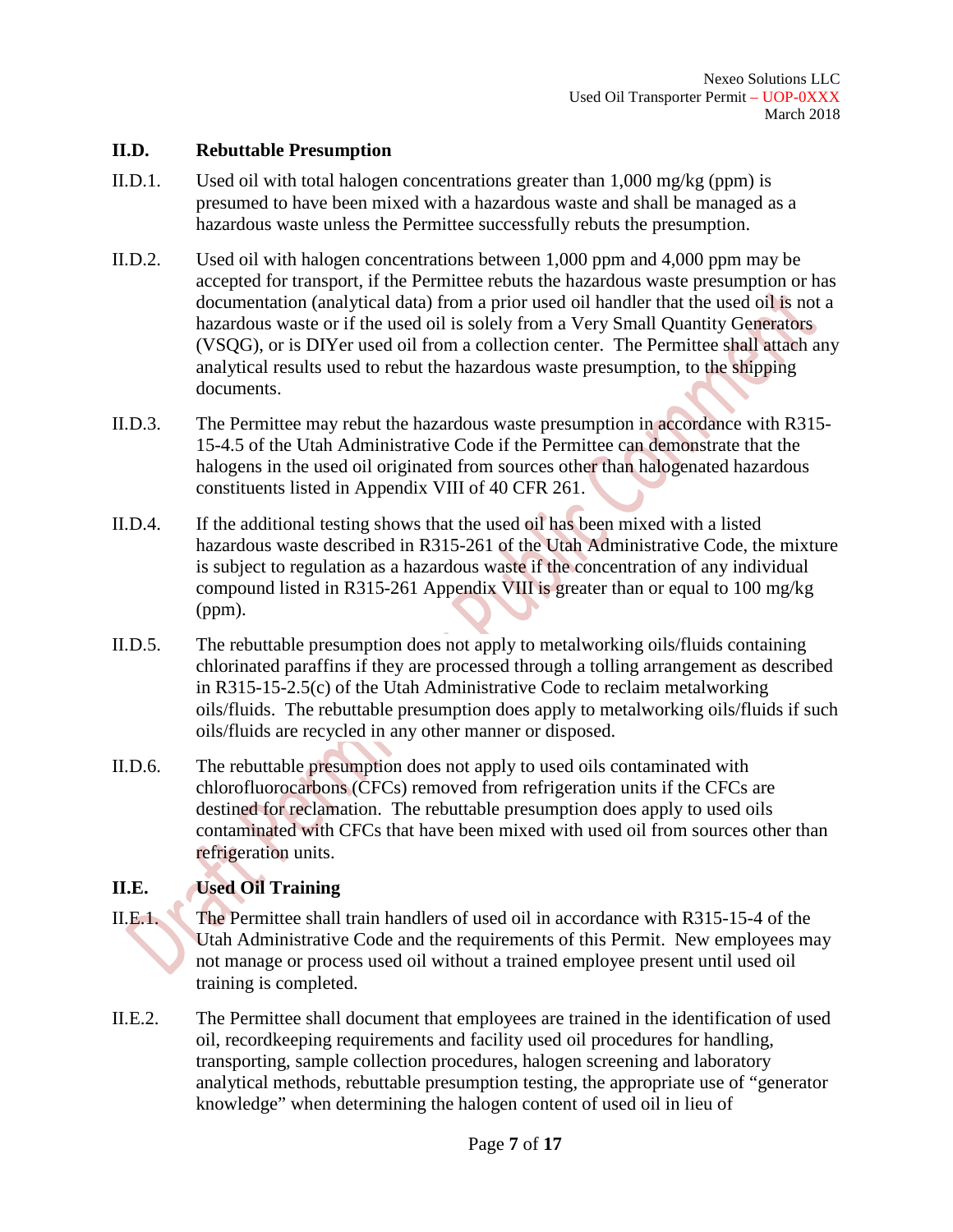### II.D. Rebuttable Presumption

II.D.1. Used oil with total halogen concentrations greater than 1,000 mg/kg (ppm) is presumed to have been mixed with a hazardous waste and shall be managed as a hazardous waste unless the Permittee successfully rebuts the presumption.

II.D.2. Used oil with halogen concentrations between 1,000 ppm and 4,000 ppm may be accepted for transport, if the Permittee rebuts the hazardous waste presumption or has documentation (analytical data) from a prior used oil handler that the used oil is not a hazardous waste or if the used oil is solely from a Very Small Quantity Generators (VSQG), or is DIYer used oil from a collection center. The Permittee shall attach any analytical results used to rebut the hazardous waste presumption, to the shipping documents.

II.D.3. The Permittee may rebut the hazardous waste presumption in accordance with R315-15-4.5 of the Utah Administrative Code if the Permittee can demonstrate that the halogens in the used oil originated from sources other than halogenated hazardous constituents listed in Appendix VIII of 40 CFR 261.

II.D.4. If the additional testing shows that the used oil has been mixed with a listed hazardous waste described in R315-261 of the Utah Administrative Code, the mixture is subject to regulation as a hazardous waste if the concentration of any individual compound listed in R315-261 Appendix VIII is greater than or equal to 100 mg/kg (ppm).

II.D.5. The rebuttable presumption does not apply to metalworking oils/fluids containing chlorinated paraffins if they are processed through a tolling arrangement as described in R315-15-2.5(c) of the Utah Administrative Code to reclaim metalworking oils/fluids. The rebuttable presumption does apply to metalworking oils/fluids if such oils/fluids are recycled in any other manner or disposed.

II.D.6. The rebuttable presumption does not apply to used oils contaminated with chlorofluorocarbons (CFCs) removed from refrigeration units if the CFCs are destined for reclamation. The rebuttable presumption does apply to used oils contaminated with CFCs that have been mixed with used oil from sources other than refrigeration units.

### II.E. Used Oil Training

II.E.1. The Permittee shall train handlers of used oil in accordance with R315-15-4 of the Utah Administrative Code and the requirements of this Permit. New employees may not manage or process used oil without a trained employee present until used oil training is completed.

II.E.2. The Permittee shall document that employees are trained in the identification of used oil, recordkeeping requirements and facility used oil procedures for handling, transporting, sample collection procedures, halogen screening and laboratory analytical methods, rebuttable presumption testing, the appropriate use of "generator knowledge" when determining the halogen content of used oil in lieu of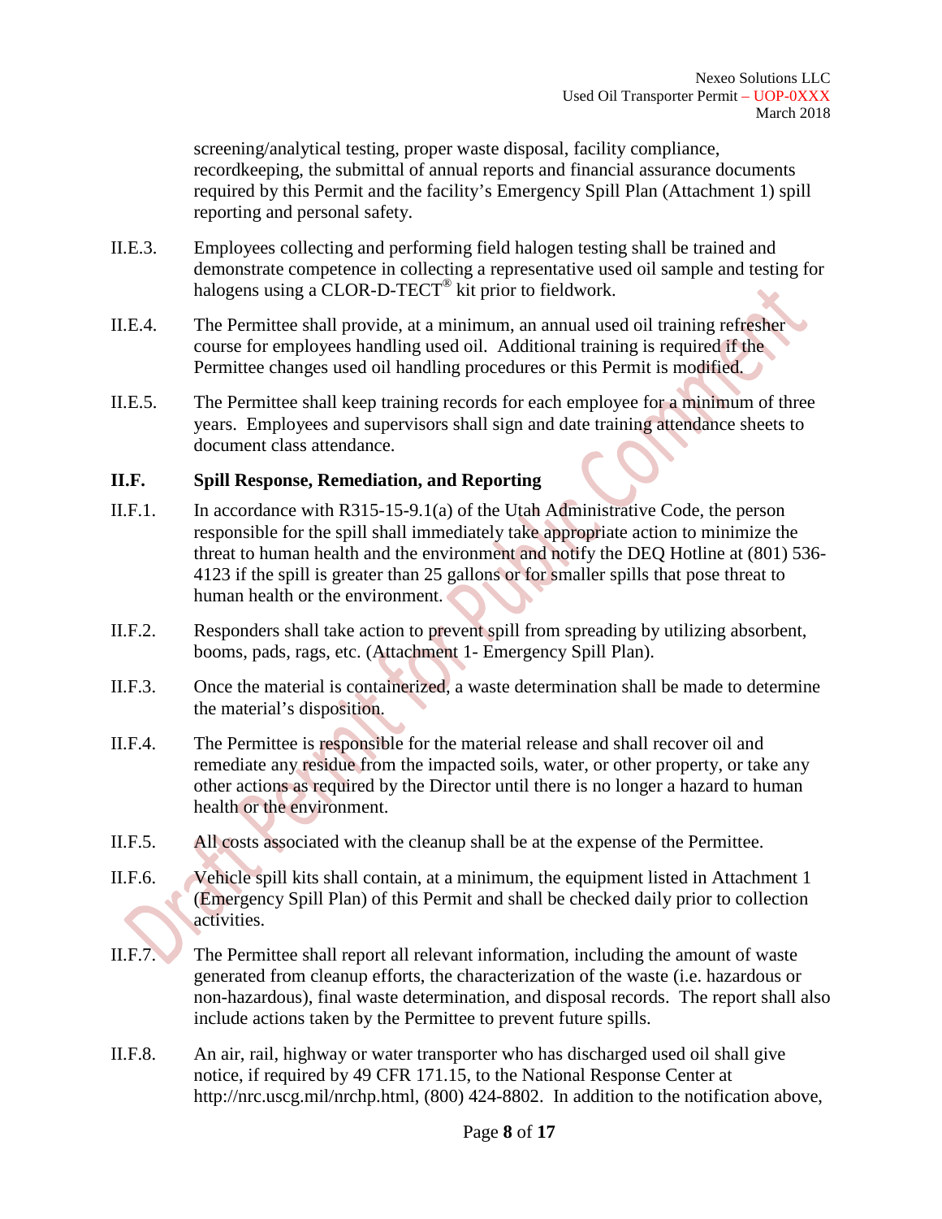screening/analytical testing, proper waste disposal, facility compliance, recordkeeping, the submittal of annual reports and financial assurance documents required by this Permit and the facility's Emergency Spill Plan (Attachment 1) spill reporting and personal safety.

II.E.3. Employees collecting and performing field halogen testing shall be trained and demonstrate competence in collecting a representative used oil sample and testing for halogens using a CLOR-D-TECT® kit prior to fieldwork.

II.E.4. The Permittee shall provide, at a minimum, an annual used oil training refresher course for employees handling used oil. Additional training is required if the Permittee changes used oil handling procedures or this Permit is modified.

II.E.5. The Permittee shall keep training records for each employee for a minimum of three years. Employees and supervisors shall sign and date training attendance sheets to document class attendance.

### II.F. Spill Response, Remediation, and Reporting

II.F.1. In accordance with R315-15-9.1(a) of the Utah Administrative Code, the person responsible for the spill shall immediately take appropriate action to minimize the threat to human health and the environment and notify the DEQ Hotline at (801) 536-4123 if the spill is greater than 25 gallons or for smaller spills that pose threat to human health or the environment.

II.F.2. Responders shall take action to prevent spill from spreading by utilizing absorbent, booms, pads, rags, etc. (Attachment 1- Emergency Spill Plan).

II.F.3. Once the material is containerized, a waste determination shall be made to determine the material's disposition.

II.F.4. The Permittee is responsible for the material release and shall recover oil and remediate any residue from the impacted soils, water, or other property, or take any other actions as required by the Director until there is no longer a hazard to human health or the environment.

II.F.5. All costs associated with the cleanup shall be at the expense of the Permittee.

II.F.6. Vehicle spill kits shall contain, at a minimum, the equipment listed in Attachment 1 (Emergency Spill Plan) of this Permit and shall be checked daily prior to collection activities.

II.F.7. The Permittee shall report all relevant information, including the amount of waste generated from cleanup efforts, the characterization of the waste (i.e. hazardous or non-hazardous), final waste determination, and disposal records. The report shall also include actions taken by the Permittee to prevent future spills.

II.F.8. An air, rail, highway or water transporter who has discharged used oil shall give notice, if required by 49 CFR 171.15, to the National Response Center at http://nrc.uscg.mil/nrchp.html, (800) 424-8802. In addition to the notification above,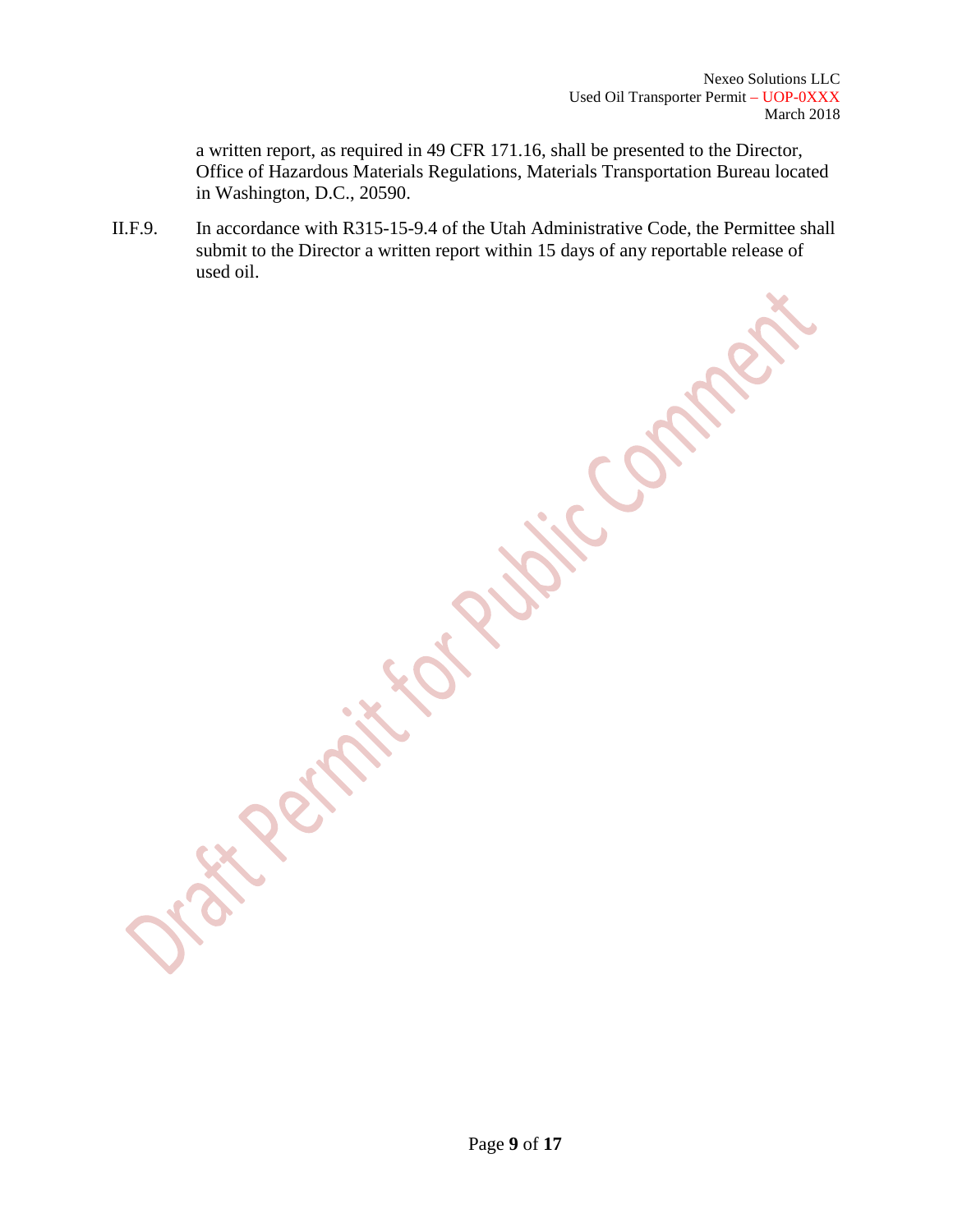a written report, as required in 49 CFR 171.16, shall be presented to the Director, Office of Hazardous Materials Regulations, Materials Transportation Bureau located in Washington, D.C., 20590.

II.F.9. In accordance with R315-15-9.4 of the Utah Administrative Code, the Permittee shall submit to the Director a written report within 15 days of any reportable release of used oil.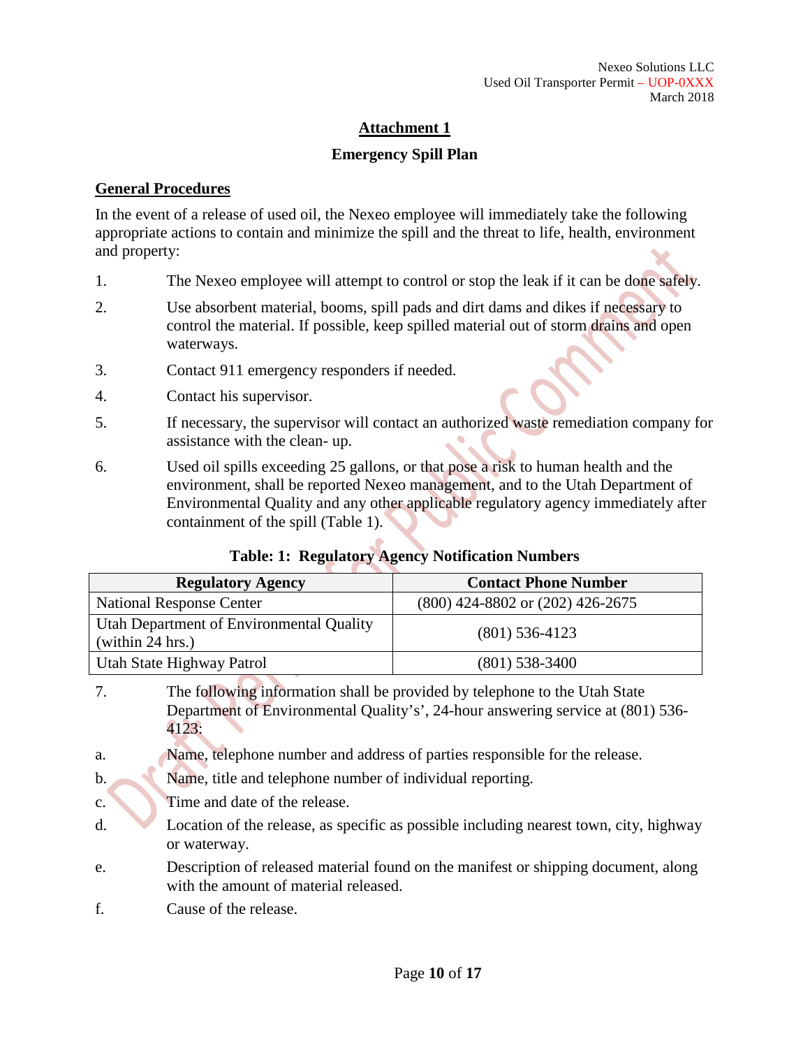## Attachment 1

### Emergency Spill Plan

#### General Procedures

In the event of a release of used oil, the Nexeo employee will immediately take the following appropriate actions to contain and minimize the spill and the threat to life, health, environment and property:

1. The Nexeo employee will attempt to control or stop the leak if it can be done safely.
2. Use absorbent material, booms, spill pads and dirt dams and dikes if necessary to control the material. If possible, keep spilled material out of storm drains and open waterways.
3. Contact 911 emergency responders if needed.
4. Contact his supervisor.
5. If necessary, the supervisor will contact an authorized waste remediation company for assistance with the clean- up.
6. Used oil spills exceeding 25 gallons, or that pose a risk to human health and the environment, shall be reported Nexeo management, and to the Utah Department of Environmental Quality and any other applicable regulatory agency immediately after containment of the spill (Table 1).

**Table: 1: Regulatory Agency Notification Numbers**

| Regulatory Agency | Contact Phone Number |
|---|---|
| National Response Center | (800) 424-8802 or (202) 426-2675 |
| Utah Department of Environmental Quality (within 24 hrs.) | (801) 536-4123 |
| Utah State Highway Patrol | (801) 538-3400 |

7. The following information shall be provided by telephone to the Utah State Department of Environmental Quality's', 24-hour answering service at (801) 536-4123:

   a. Name, telephone number and address of parties responsible for the release.

   b. Name, title and telephone number of individual reporting.

   c. Time and date of the release.

   d. Location of the release, as specific as possible including nearest town, city, highway or waterway.

   e. Description of released material found on the manifest or shipping document, along with the amount of material released.

   f. Cause of the release.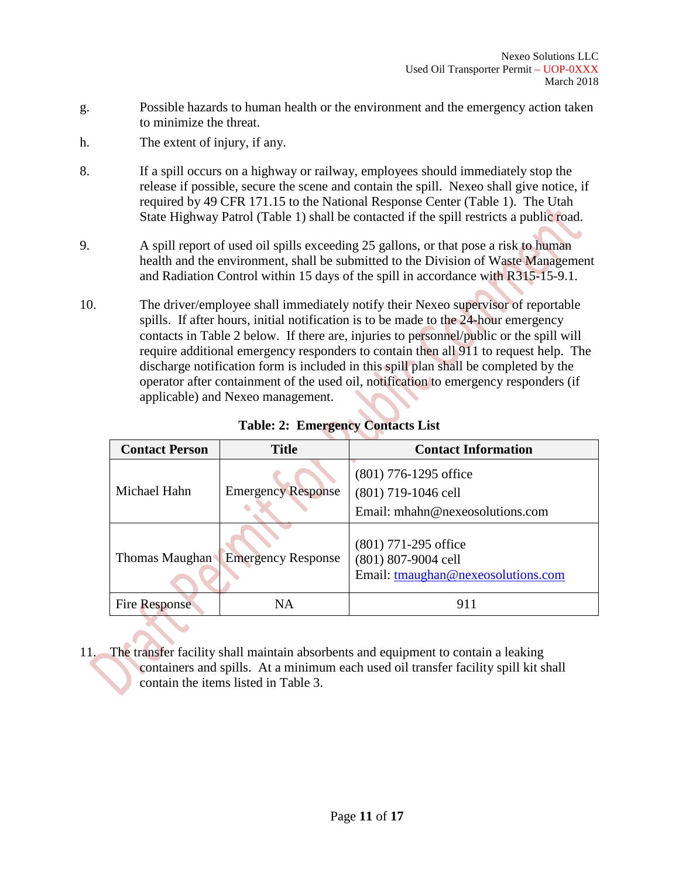g. Possible hazards to human health or the environment and the emergency action taken to minimize the threat.

h. The extent of injury, if any.

8. If a spill occurs on a highway or railway, employees should immediately stop the release if possible, secure the scene and contain the spill. Nexeo shall give notice, if required by 49 CFR 171.15 to the National Response Center (Table 1). The Utah State Highway Patrol (Table 1) shall be contacted if the spill restricts a public road.

9. A spill report of used oil spills exceeding 25 gallons, or that pose a risk to human health and the environment, shall be submitted to the Division of Waste Management and Radiation Control within 15 days of the spill in accordance with R315-15-9.1.

10. The driver/employee shall immediately notify their Nexeo supervisor of reportable spills. If after hours, initial notification is to be made to the 24-hour emergency contacts in Table 2 below. If there are, injuries to personnel/public or the spill will require additional emergency responders to contain then all 911 to request help. The discharge notification form is included in this spill plan shall be completed by the operator after containment of the used oil, notification to emergency responders (if applicable) and Nexeo management.

**Table: 2: Emergency Contacts List**

| Contact Person | Title | Contact Information |
|---|---|---|
| Michael Hahn | Emergency Response | (801) 776-1295 office<br>(801) 719-1046 cell<br>Email: mhahn@nexeosolutions.com |
| Thomas Maughan | Emergency Response | (801) 771-295 office<br>(801) 807-9004 cell<br>Email: tmaughan@nexeosolutions.com |
| Fire Response | NA | 911 |

11. The transfer facility shall maintain absorbents and equipment to contain a leaking containers and spills. At a minimum each used oil transfer facility spill kit shall contain the items listed in Table 3.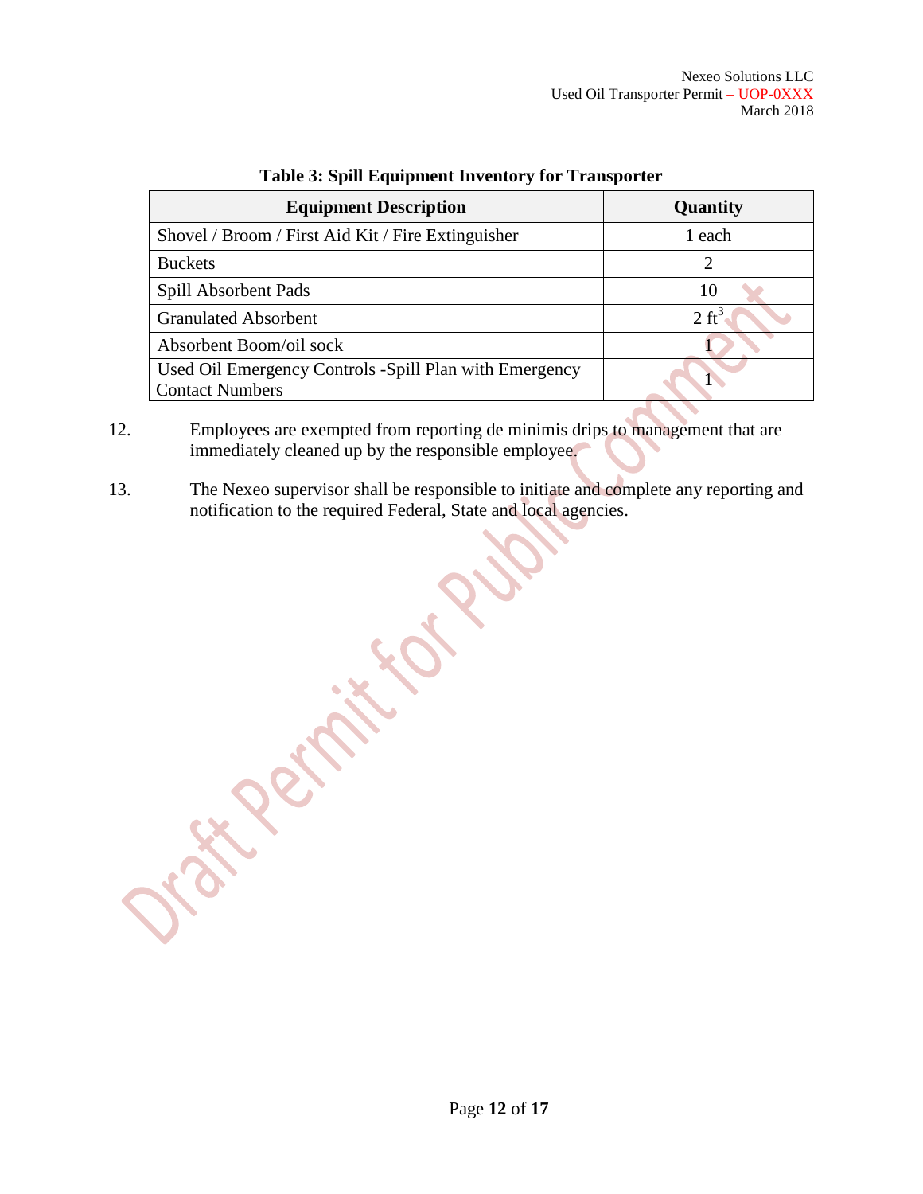**Table 3: Spill Equipment Inventory for Transporter**

| Equipment Description | Quantity |
|---|---|
| Shovel / Broom / First Aid Kit / Fire Extinguisher | 1 each |
| Buckets | 2 |
| Spill Absorbent Pads | 10 |
| Granulated Absorbent | 2 $ft^3$ |
| Absorbent Boom/oil sock | 1 |
| Used Oil Emergency Controls -Spill Plan with Emergency Contact Numbers | 1 |

12. Employees are exempted from reporting de minimis drips to management that are immediately cleaned up by the responsible employee.

13. The Nexeo supervisor shall be responsible to initiate and complete any reporting and notification to the required Federal, State and local agencies.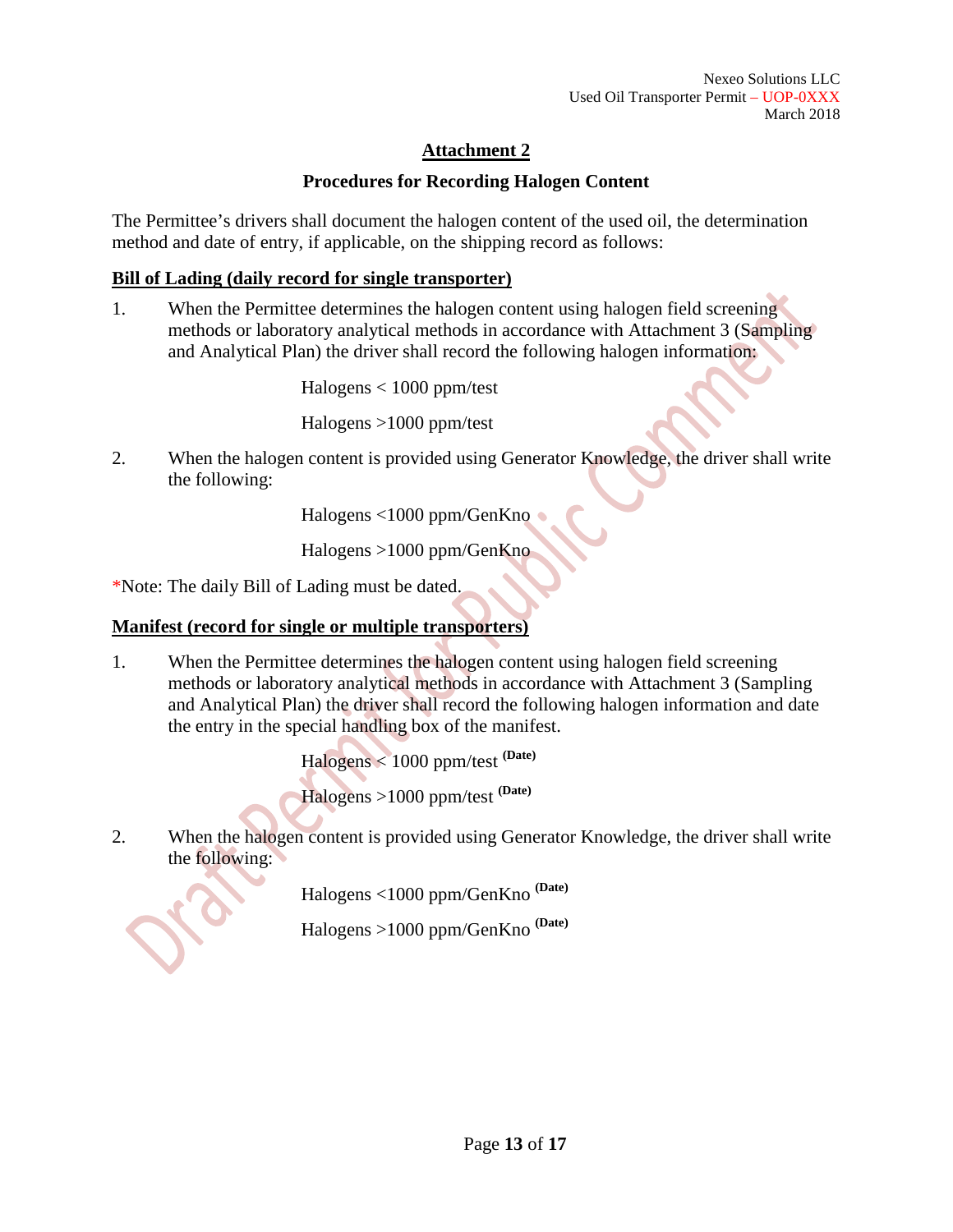# Attachment 2

## Procedures for Recording Halogen Content

The Permittee's drivers shall document the halogen content of the used oil, the determination method and date of entry, if applicable, on the shipping record as follows:

**Bill of Lading (daily record for single transporter)**

1. When the Permittee determines the halogen content using halogen field screening methods or laboratory analytical methods in accordance with Attachment 3 (Sampling and Analytical Plan) the driver shall record the following halogen information:

   Halogens < 1000 ppm/test

   Halogens >1000 ppm/test

2. When the halogen content is provided using Generator Knowledge, the driver shall write the following:

   Halogens <1000 ppm/GenKno

   Halogens >1000 ppm/GenKno

*Note: The daily Bill of Lading must be dated.

**Manifest (record for single or multiple transporters)**

1. When the Permittee determines the halogen content using halogen field screening methods or laboratory analytical methods in accordance with Attachment 3 (Sampling and Analytical Plan) the driver shall record the following halogen information and date the entry in the special handling box of the manifest.

   Halogens < 1000 ppm/test (Date)

   Halogens >1000 ppm/test (Date)

2. When the halogen content is provided using Generator Knowledge, the driver shall write the following:

   Halogens <1000 ppm/GenKno (Date)

   Halogens >1000 ppm/GenKno (Date)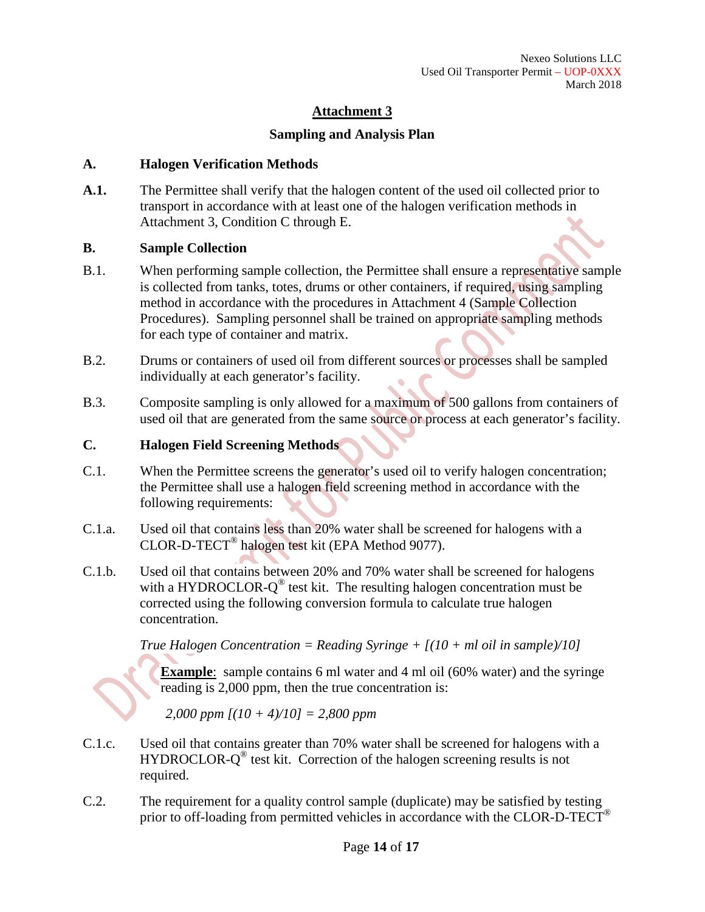## Attachment 3

### Sampling and Analysis Plan

**A. Halogen Verification Methods**

**A.1.** The Permittee shall verify that the halogen content of the used oil collected prior to transport in accordance with at least one of the halogen verification methods in Attachment 3, Condition C through E.

**B. Sample Collection**

B.1. When performing sample collection, the Permittee shall ensure a representative sample is collected from tanks, totes, drums or other containers, if required, using sampling method in accordance with the procedures in Attachment 4 (Sample Collection Procedures). Sampling personnel shall be trained on appropriate sampling methods for each type of container and matrix.

B.2. Drums or containers of used oil from different sources or processes shall be sampled individually at each generator's facility.

B.3. Composite sampling is only allowed for a maximum of 500 gallons from containers of used oil that are generated from the same source or process at each generator's facility.

**C. Halogen Field Screening Methods**

C.1. When the Permittee screens the generator's used oil to verify halogen concentration; the Permittee shall use a halogen field screening method in accordance with the following requirements:

C.1.a. Used oil that contains less than 20% water shall be screened for halogens with a CLOR-D-TECT® halogen test kit (EPA Method 9077).

C.1.b. Used oil that contains between 20% and 70% water shall be screened for halogens with a HYDROCLOR-Q® test kit. The resulting halogen concentration must be corrected using the following conversion formula to calculate true halogen concentration.

*True Halogen Concentration = Reading Syringe + [(10 + ml oil in sample)/10]*

**Example**: sample contains 6 ml water and 4 ml oil (60% water) and the syringe reading is 2,000 ppm, then the true concentration is:

*2,000 ppm [(10 + 4)/10] = 2,800 ppm*

C.1.c. Used oil that contains greater than 70% water shall be screened for halogens with a HYDROCLOR-Q® test kit. Correction of the halogen screening results is not required.

C.2. The requirement for a quality control sample (duplicate) may be satisfied by testing prior to off-loading from permitted vehicles in accordance with the CLOR-D-TECT®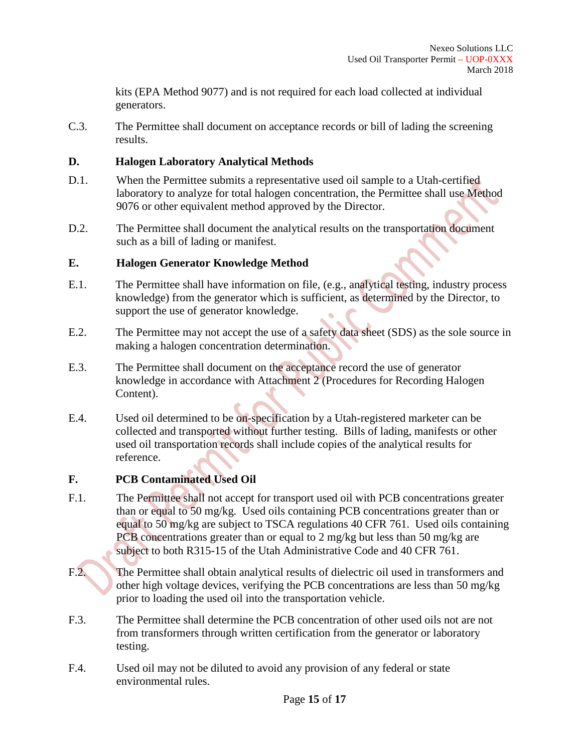kits (EPA Method 9077) and is not required for each load collected at individual generators.

C.3. The Permittee shall document on acceptance records or bill of lading the screening results.

### D. Halogen Laboratory Analytical Methods

D.1. When the Permittee submits a representative used oil sample to a Utah-certified laboratory to analyze for total halogen concentration, the Permittee shall use Method 9076 or other equivalent method approved by the Director.

D.2. The Permittee shall document the analytical results on the transportation document such as a bill of lading or manifest.

### E. Halogen Generator Knowledge Method

E.1. The Permittee shall have information on file, (e.g., analytical testing, industry process knowledge) from the generator which is sufficient, as determined by the Director, to support the use of generator knowledge.

E.2. The Permittee may not accept the use of a safety data sheet (SDS) as the sole source in making a halogen concentration determination.

E.3. The Permittee shall document on the acceptance record the use of generator knowledge in accordance with Attachment 2 (Procedures for Recording Halogen Content).

E.4. Used oil determined to be on-specification by a Utah-registered marketer can be collected and transported without further testing. Bills of lading, manifests or other used oil transportation records shall include copies of the analytical results for reference.

### F. PCB Contaminated Used Oil

F.1. The Permittee shall not accept for transport used oil with PCB concentrations greater than or equal to 50 mg/kg. Used oils containing PCB concentrations greater than or equal to 50 mg/kg are subject to TSCA regulations 40 CFR 761. Used oils containing PCB concentrations greater than or equal to 2 mg/kg but less than 50 mg/kg are subject to both R315-15 of the Utah Administrative Code and 40 CFR 761.

F.2. The Permittee shall obtain analytical results of dielectric oil used in transformers and other high voltage devices, verifying the PCB concentrations are less than 50 mg/kg prior to loading the used oil into the transportation vehicle.

F.3. The Permittee shall determine the PCB concentration of other used oils not are not from transformers through written certification from the generator or laboratory testing.

F.4. Used oil may not be diluted to avoid any provision of any federal or state environmental rules.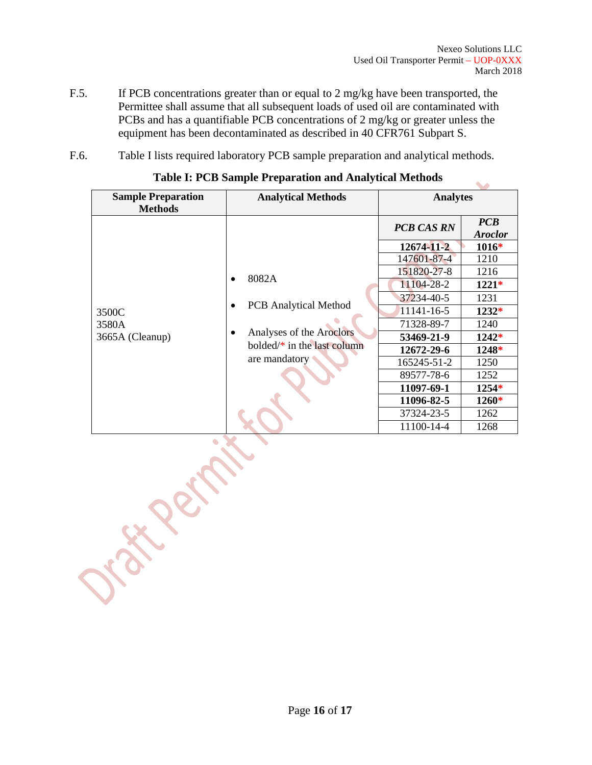F.5. If PCB concentrations greater than or equal to 2 mg/kg have been transported, the Permittee shall assume that all subsequent loads of used oil are contaminated with PCBs and has a quantifiable PCB concentrations of 2 mg/kg or greater unless the equipment has been decontaminated as described in 40 CFR761 Subpart S.

F.6. Table I lists required laboratory PCB sample preparation and analytical methods.

**Table I: PCB Sample Preparation and Analytical Methods**

| Sample Preparation Methods | Analytical Methods | Analytes | |
|---|---|---|---|
| | | ***PCB CAS RN*** | ***PCB Aroclor*** |
| 3500C<br>3580A<br>3665A (Cleanup) | • 8082A<br>• PCB Analytical Method<br>• Analyses of the Aroclors bolded/* in the last column are mandatory | **12674-11-2** | **1016*** |
| | | 147601-87-4 | 1210 |
| | | 151820-27-8 | 1216 |
| | | 11104-28-2 | **1221*** |
| | | 37234-40-5 | 1231 |
| | | 11141-16-5 | **1232*** |
| | | 71328-89-7 | 1240 |
| | | **53469-21-9** | **1242*** |
| | | **12672-29-6** | **1248*** |
| | | 165245-51-2 | 1250 |
| | | 89577-78-6 | 1252 |
| | | **11097-69-1** | **1254*** |
| | | **11096-82-5** | **1260*** |
| | | 37324-23-5 | 1262 |
| | | 11100-14-4 | 1268 |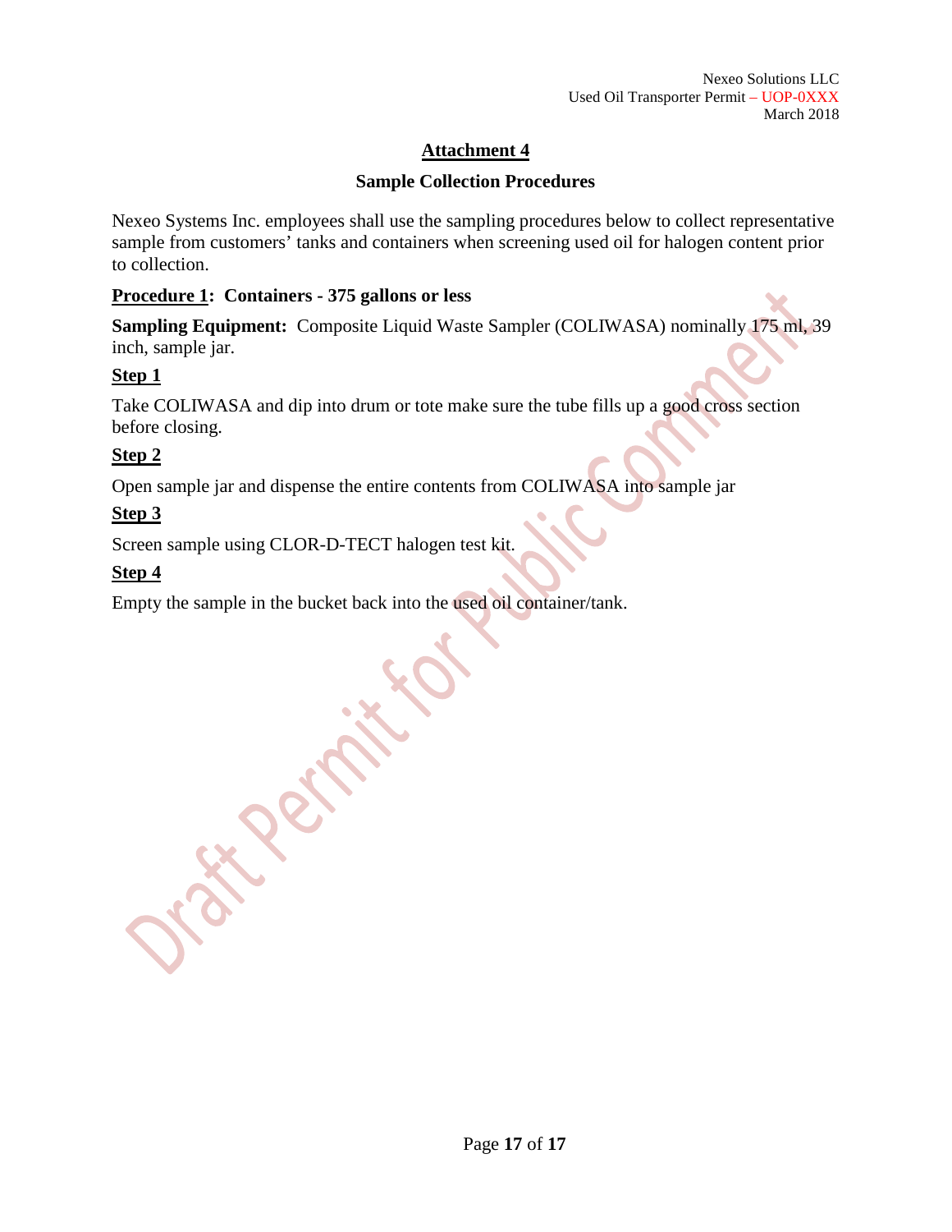# Attachment 4

## Sample Collection Procedures

Nexeo Systems Inc. employees shall use the sampling procedures below to collect representative sample from customers' tanks and containers when screening used oil for halogen content prior to collection.

**Procedure 1: Containers - 375 gallons or less**

**Sampling Equipment:** Composite Liquid Waste Sampler (COLIWASA) nominally 175 ml, 39 inch, sample jar.

**Step 1**

Take COLIWASA and dip into drum or tote make sure the tube fills up a good cross section before closing.

**Step 2**

Open sample jar and dispense the entire contents from COLIWASA into sample jar

**Step 3**

Screen sample using CLOR-D-TECT halogen test kit.

**Step 4**

Empty the sample in the bucket back into the used oil container/tank.